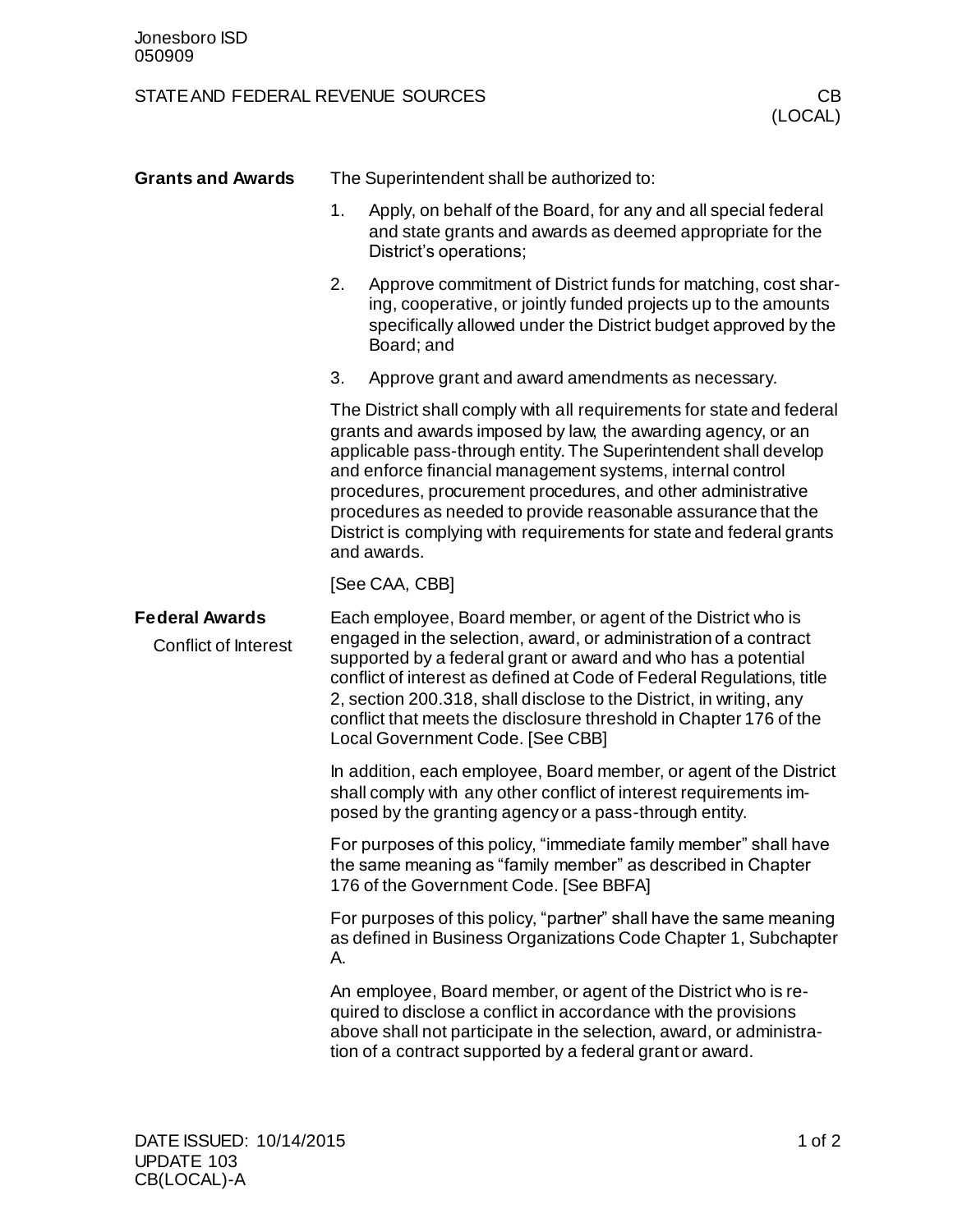# STATE AND FEDERAL REVENUE SOURCES — CB (LOCAL)

## Grants and Awards

The Superintendent shall be authorized to:

1. Apply, on behalf of the Board, for any and all special federal and state grants and awards as deemed appropriate for the District's operations;
2. Approve commitment of District funds for matching, cost sharing, cooperative, or jointly funded projects up to the amounts specifically allowed under the District budget approved by the Board; and
3. Approve grant and award amendments as necessary.

The District shall comply with all requirements for state and federal grants and awards imposed by law, the awarding agency, or an applicable pass-through entity. The Superintendent shall develop and enforce financial management systems, internal control procedures, procurement procedures, and other administrative procedures as needed to provide reasonable assurance that the District is complying with requirements for state and federal grants and awards.

[See CAA, CBB]

## Federal Awards

### Conflict of Interest

Each employee, Board member, or agent of the District who is engaged in the selection, award, or administration of a contract supported by a federal grant or award and who has a potential conflict of interest as defined at Code of Federal Regulations, title 2, section 200.318, shall disclose to the District, in writing, any conflict that meets the disclosure threshold in Chapter 176 of the Local Government Code. [See CBB]

In addition, each employee, Board member, or agent of the District shall comply with any other conflict of interest requirements imposed by the granting agency or a pass-through entity.

For purposes of this policy, "immediate family member" shall have the same meaning as "family member" as described in Chapter 176 of the Government Code. [See BBFA]

For purposes of this policy, "partner" shall have the same meaning as defined in Business Organizations Code Chapter 1, Subchapter A.

An employee, Board member, or agent of the District who is required to disclose a conflict in accordance with the provisions above shall not participate in the selection, award, or administration of a contract supported by a federal grant or award.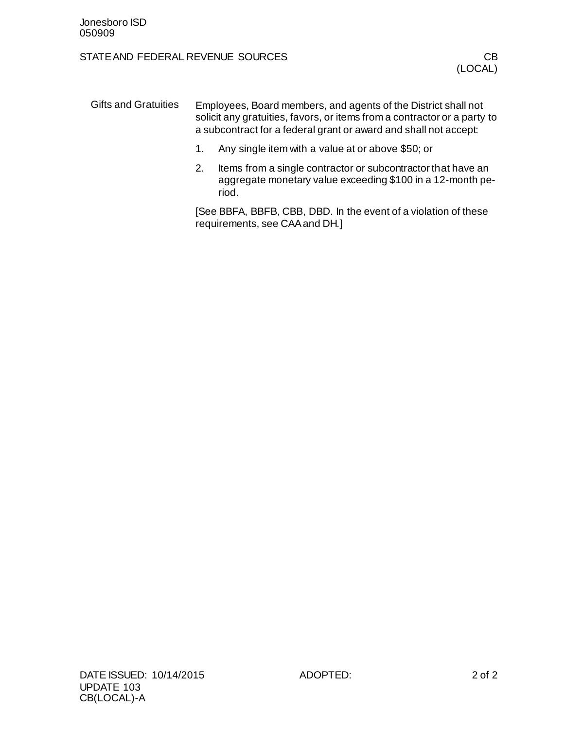## Gifts and Gratuities

Employees, Board members, and agents of the District shall not solicit any gratuities, favors, or items from a contractor or a party to a subcontract for a federal grant or award and shall not accept:

1. Any single item with a value at or above $50; or
2. Items from a single contractor or subcontractor that have an aggregate monetary value exceeding $100 in a 12-month period.

[See BBFA, BBFB, CBB, DBD. In the event of a violation of these requirements, see CAA and DH.]